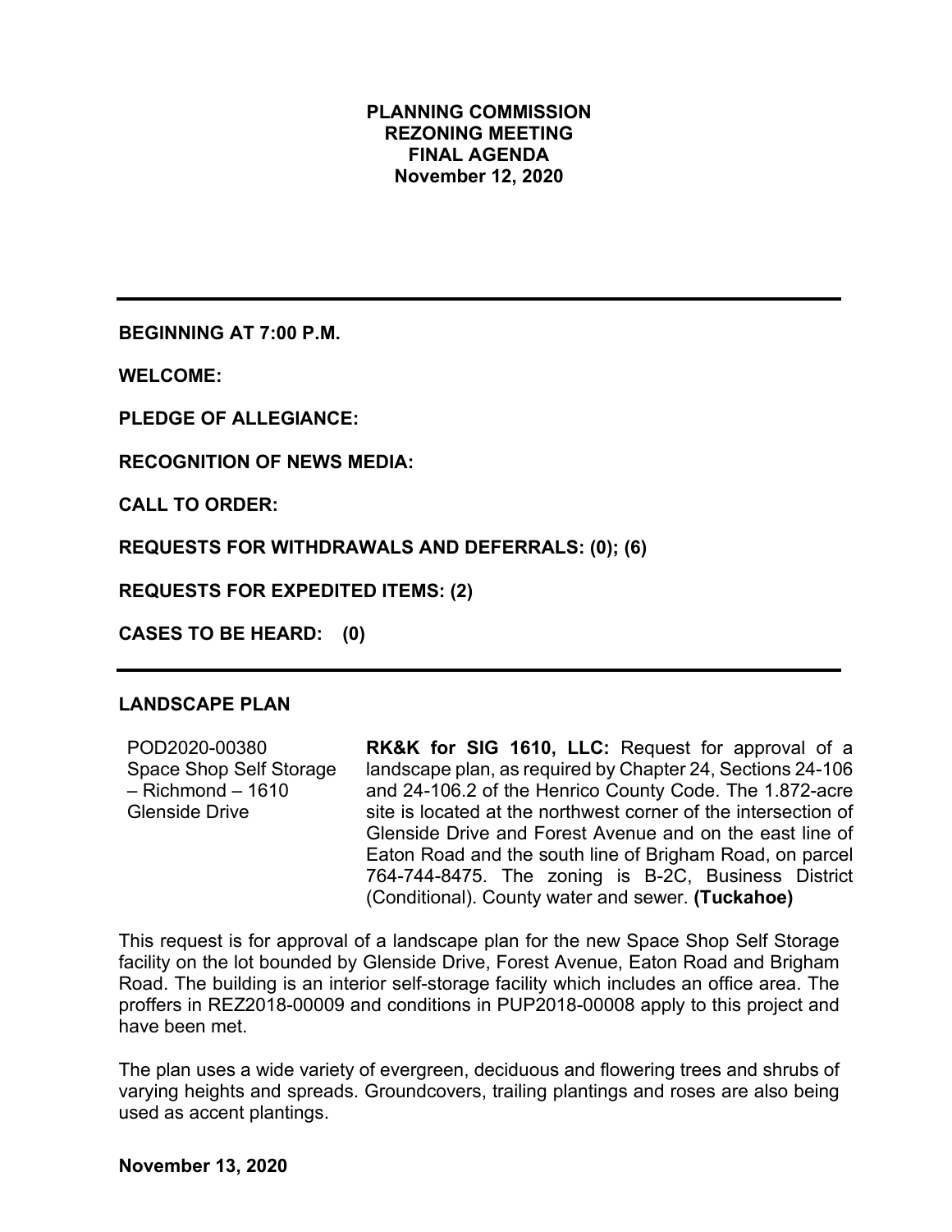# PLANNING COMMISSION
# REZONING MEETING
# FINAL AGENDA
# November 12, 2020

---

**BEGINNING AT 7:00 P.M.**

**WELCOME:**

**PLEDGE OF ALLEGIANCE:**

**RECOGNITION OF NEWS MEDIA:**

**CALL TO ORDER:**

**REQUESTS FOR WITHDRAWALS AND DEFERRALS: (0); (6)**

**REQUESTS FOR EXPEDITED ITEMS: (2)**

**CASES TO BE HEARD: (0)**

---

## LANDSCAPE PLAN

| | |
|---|---|
| POD2020-00380 Space Shop Self Storage – Richmond – 1610 Glenside Drive | **RK&K for SIG 1610, LLC:** Request for approval of a landscape plan, as required by Chapter 24, Sections 24-106 and 24-106.2 of the Henrico County Code. The 1.872-acre site is located at the northwest corner of the intersection of Glenside Drive and Forest Avenue and on the east line of Eaton Road and the south line of Brigham Road, on parcel 764-744-8475. The zoning is B-2C, Business District (Conditional). County water and sewer. **(Tuckahoe)** |

This request is for approval of a landscape plan for the new Space Shop Self Storage facility on the lot bounded by Glenside Drive, Forest Avenue, Eaton Road and Brigham Road. The building is an interior self-storage facility which includes an office area. The proffers in REZ2018-00009 and conditions in PUP2018-00008 apply to this project and have been met.

The plan uses a wide variety of evergreen, deciduous and flowering trees and shrubs of varying heights and spreads. Groundcovers, trailing plantings and roses are also being used as accent plantings.

**November 13, 2020**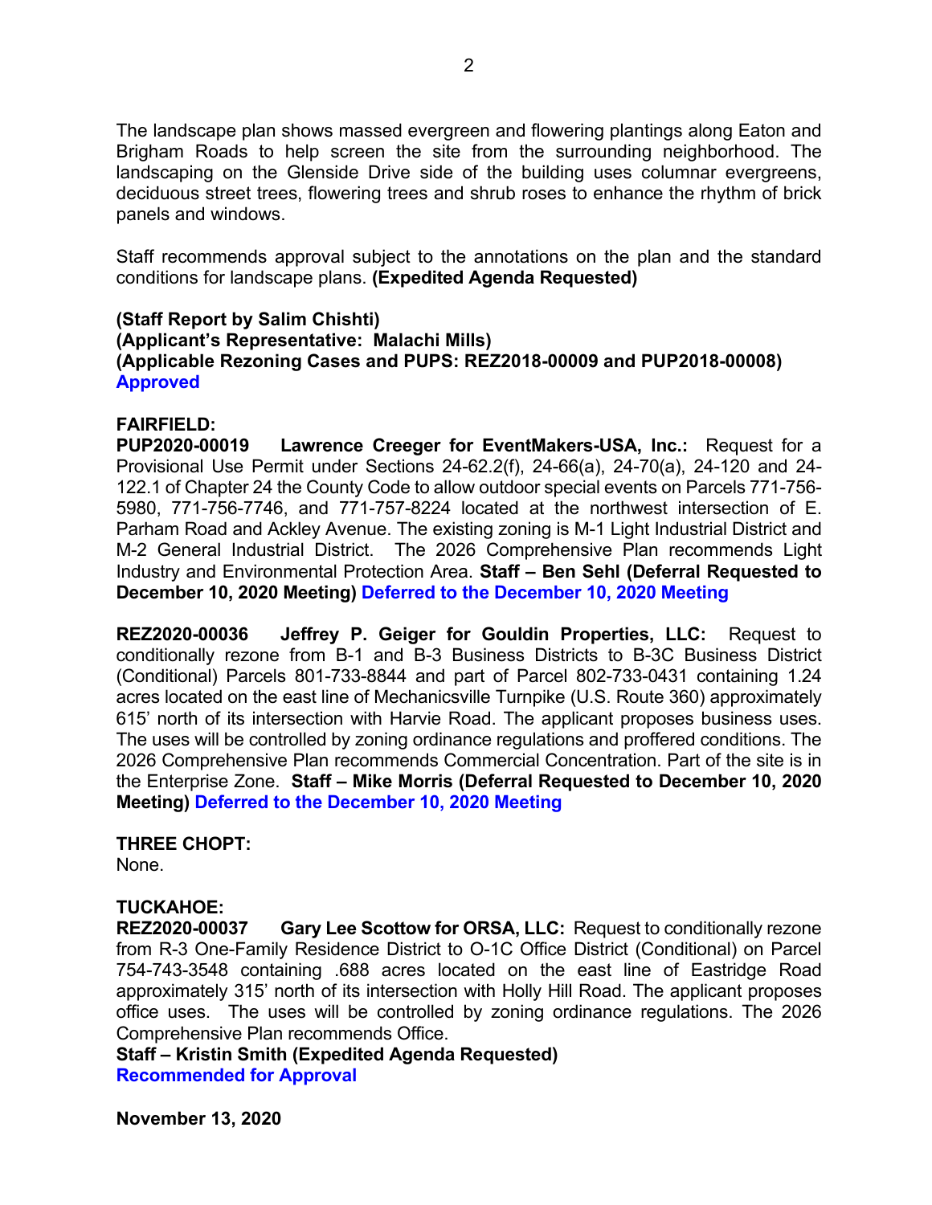The landscape plan shows massed evergreen and flowering plantings along Eaton and Brigham Roads to help screen the site from the surrounding neighborhood. The landscaping on the Glenside Drive side of the building uses columnar evergreens, deciduous street trees, flowering trees and shrub roses to enhance the rhythm of brick panels and windows.

Staff recommends approval subject to the annotations on the plan and the standard conditions for landscape plans. **(Expedited Agenda Requested)**

**(Staff Report by Salim Chishti)**
**(Applicant's Representative: Malachi Mills)**
**(Applicable Rezoning Cases and PUPS: REZ2018-00009 and PUP2018-00008)**
**Approved**

**FAIRFIELD:**
**PUP2020-00019 Lawrence Creeger for EventMakers-USA, Inc.:** Request for a Provisional Use Permit under Sections 24-62.2(f), 24-66(a), 24-70(a), 24-120 and 24-122.1 of Chapter 24 the County Code to allow outdoor special events on Parcels 771-756-5980, 771-756-7746, and 771-757-8224 located at the northwest intersection of E. Parham Road and Ackley Avenue. The existing zoning is M-1 Light Industrial District and M-2 General Industrial District. The 2026 Comprehensive Plan recommends Light Industry and Environmental Protection Area. **Staff – Ben Sehl (Deferral Requested to December 10, 2020 Meeting)** **Deferred to the December 10, 2020 Meeting**

**REZ2020-00036 Jeffrey P. Geiger for Gouldin Properties, LLC:** Request to conditionally rezone from B-1 and B-3 Business Districts to B-3C Business District (Conditional) Parcels 801-733-8844 and part of Parcel 802-733-0431 containing 1.24 acres located on the east line of Mechanicsville Turnpike (U.S. Route 360) approximately 615' north of its intersection with Harvie Road. The applicant proposes business uses. The uses will be controlled by zoning ordinance regulations and proffered conditions. The 2026 Comprehensive Plan recommends Commercial Concentration. Part of the site is in the Enterprise Zone. **Staff – Mike Morris (Deferral Requested to December 10, 2020 Meeting)** **Deferred to the December 10, 2020 Meeting**

**THREE CHOPT:**
None.

**TUCKAHOE:**
**REZ2020-00037 Gary Lee Scottow for ORSA, LLC:** Request to conditionally rezone from R-3 One-Family Residence District to O-1C Office District (Conditional) on Parcel 754-743-3548 containing .688 acres located on the east line of Eastridge Road approximately 315' north of its intersection with Holly Hill Road. The applicant proposes office uses. The uses will be controlled by zoning ordinance regulations. The 2026 Comprehensive Plan recommends Office.
**Staff – Kristin Smith (Expedited Agenda Requested)**
**Recommended for Approval**

**November 13, 2020**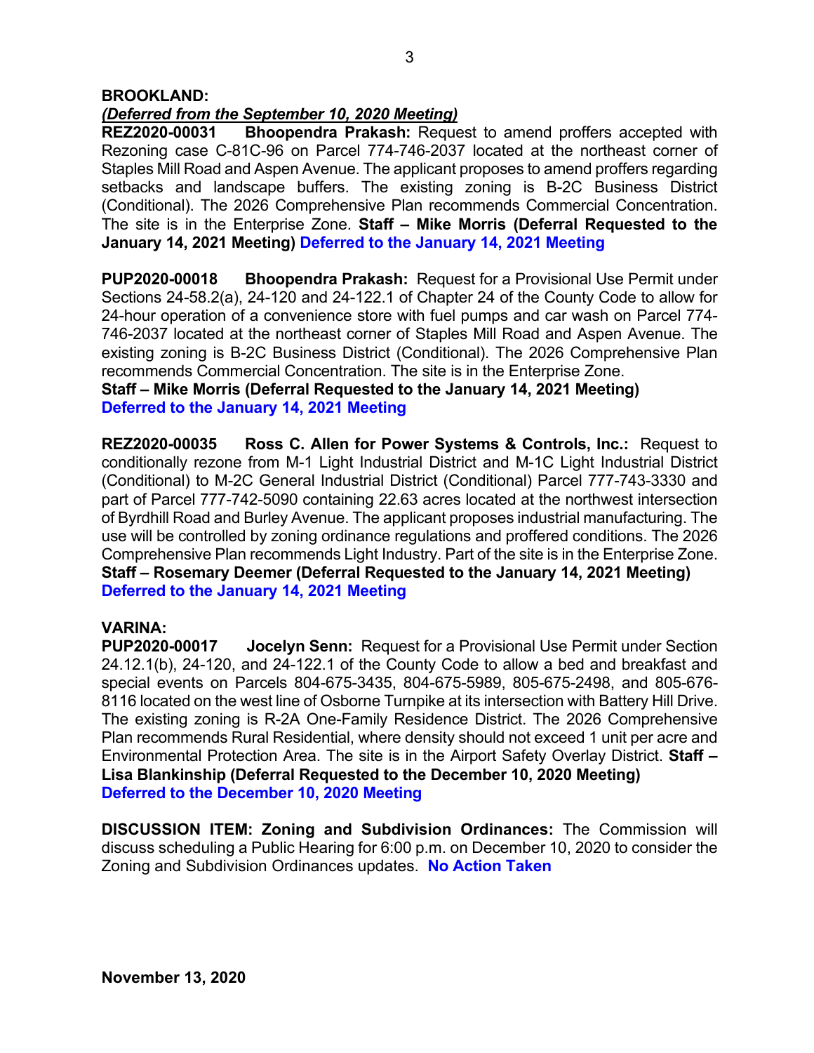**BROOKLAND:**

***(Deferred from the September 10, 2020 Meeting)***

**REZ2020-00031 Bhoopendra Prakash:** Request to amend proffers accepted with Rezoning case C-81C-96 on Parcel 774-746-2037 located at the northeast corner of Staples Mill Road and Aspen Avenue. The applicant proposes to amend proffers regarding setbacks and landscape buffers. The existing zoning is B-2C Business District (Conditional). The 2026 Comprehensive Plan recommends Commercial Concentration. The site is in the Enterprise Zone. **Staff – Mike Morris (Deferral Requested to the January 14, 2021 Meeting) Deferred to the January 14, 2021 Meeting**

**PUP2020-00018 Bhoopendra Prakash:** Request for a Provisional Use Permit under Sections 24-58.2(a), 24-120 and 24-122.1 of Chapter 24 of the County Code to allow for 24-hour operation of a convenience store with fuel pumps and car wash on Parcel 774-746-2037 located at the northeast corner of Staples Mill Road and Aspen Avenue. The existing zoning is B-2C Business District (Conditional). The 2026 Comprehensive Plan recommends Commercial Concentration. The site is in the Enterprise Zone.
**Staff – Mike Morris (Deferral Requested to the January 14, 2021 Meeting)**
**Deferred to the January 14, 2021 Meeting**

**REZ2020-00035 Ross C. Allen for Power Systems & Controls, Inc.:** Request to conditionally rezone from M-1 Light Industrial District and M-1C Light Industrial District (Conditional) to M-2C General Industrial District (Conditional) Parcel 777-743-3330 and part of Parcel 777-742-5090 containing 22.63 acres located at the northwest intersection of Byrdhill Road and Burley Avenue. The applicant proposes industrial manufacturing. The use will be controlled by zoning ordinance regulations and proffered conditions. The 2026 Comprehensive Plan recommends Light Industry. Part of the site is in the Enterprise Zone.
**Staff – Rosemary Deemer (Deferral Requested to the January 14, 2021 Meeting)**
**Deferred to the January 14, 2021 Meeting**

**VARINA:**

**PUP2020-00017 Jocelyn Senn:** Request for a Provisional Use Permit under Section 24.12.1(b), 24-120, and 24-122.1 of the County Code to allow a bed and breakfast and special events on Parcels 804-675-3435, 804-675-5989, 805-675-2498, and 805-676-8116 located on the west line of Osborne Turnpike at its intersection with Battery Hill Drive. The existing zoning is R-2A One-Family Residence District. The 2026 Comprehensive Plan recommends Rural Residential, where density should not exceed 1 unit per acre and Environmental Protection Area. The site is in the Airport Safety Overlay District. **Staff – Lisa Blankinship (Deferral Requested to the December 10, 2020 Meeting)**
**Deferred to the December 10, 2020 Meeting**

**DISCUSSION ITEM: Zoning and Subdivision Ordinances:** The Commission will discuss scheduling a Public Hearing for 6:00 p.m. on December 10, 2020 to consider the Zoning and Subdivision Ordinances updates. **No Action Taken**

**November 13, 2020**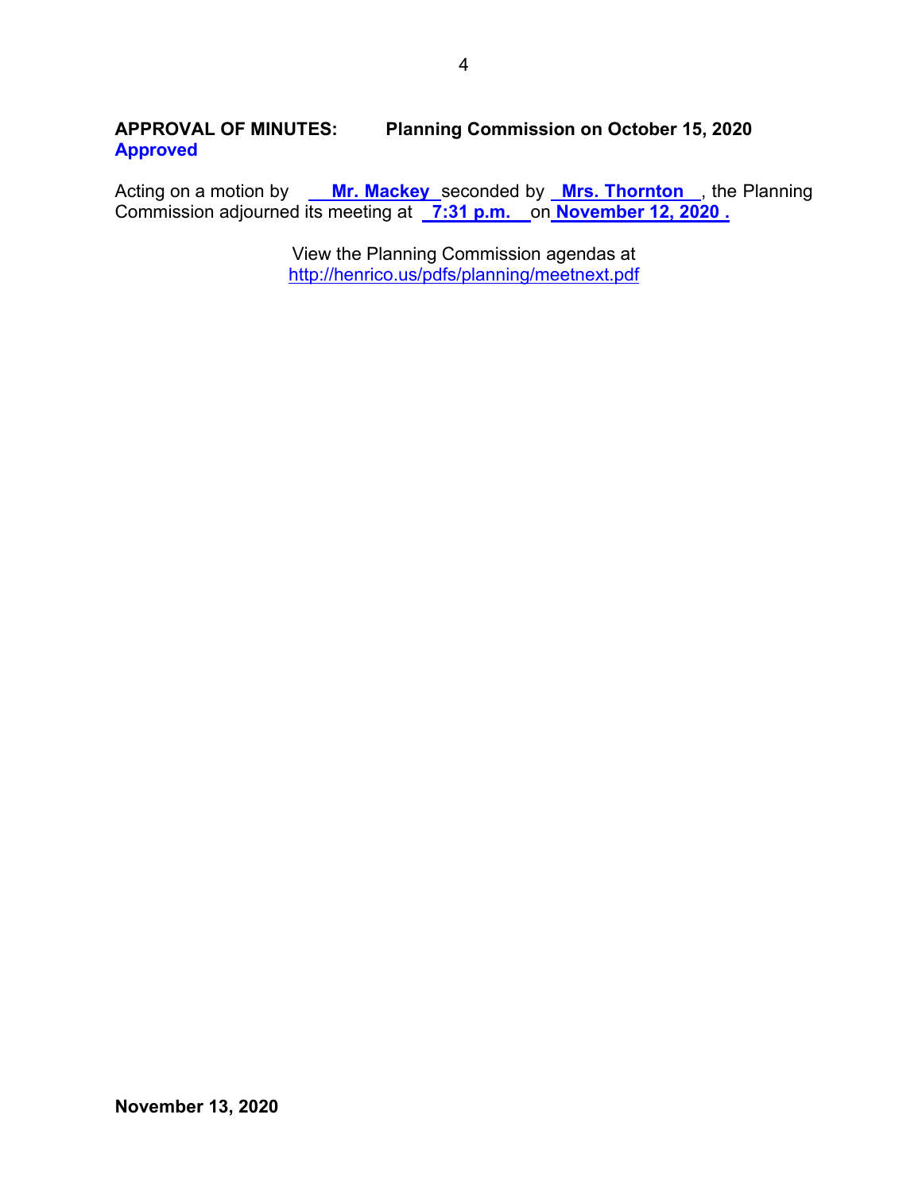**APPROVAL OF MINUTES:** **Planning Commission on October 15, 2020**
**Approved**

Acting on a motion by **Mr. Mackey** seconded by **Mrs. Thornton**, the Planning Commission adjourned its meeting at **7:31 p.m.** on **November 12, 2020 .**

View the Planning Commission agendas at
http://henrico.us/pdfs/planning/meetnext.pdf

**November 13, 2020**